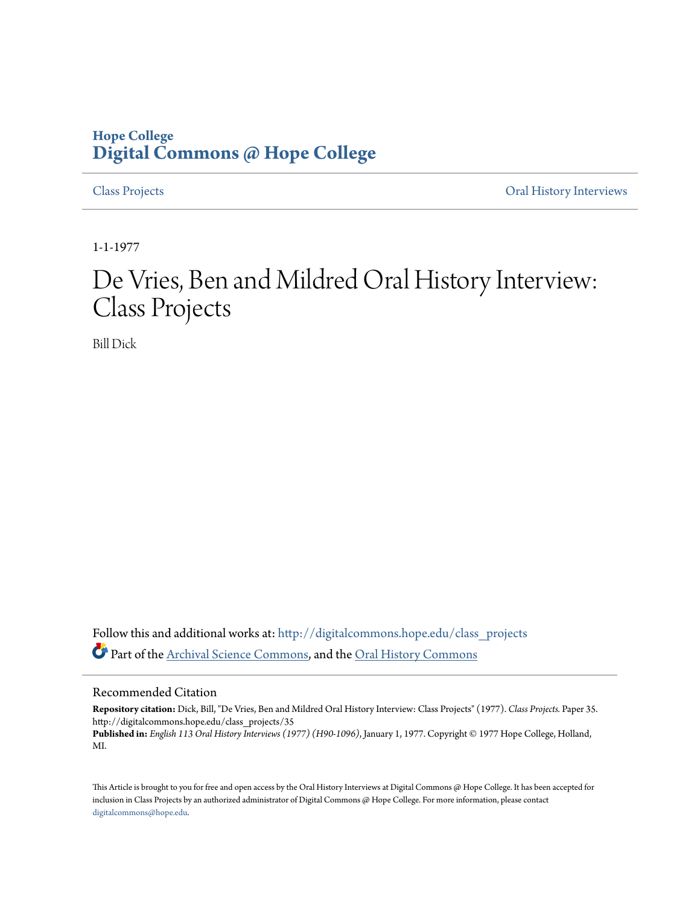Hope College
**Digital Commons @ Hope College**

Class Projects | Oral History Interviews

1-1-1977

# De Vries, Ben and Mildred Oral History Interview: Class Projects

Bill Dick

Follow this and additional works at: http://digitalcommons.hope.edu/class_projects

Part of the Archival Science Commons, and the Oral History Commons

## Recommended Citation

**Repository citation:** Dick, Bill, "De Vries, Ben and Mildred Oral History Interview: Class Projects" (1977). *Class Projects.* Paper 35.
http://digitalcommons.hope.edu/class_projects/35
**Published in:** *English 113 Oral History Interviews (1977) (H90-1096)*, January 1, 1977. Copyright © 1977 Hope College, Holland, MI.

This Article is brought to you for free and open access by the Oral History Interviews at Digital Commons @ Hope College. It has been accepted for inclusion in Class Projects by an authorized administrator of Digital Commons @ Hope College. For more information, please contact digitalcommons@hope.edu.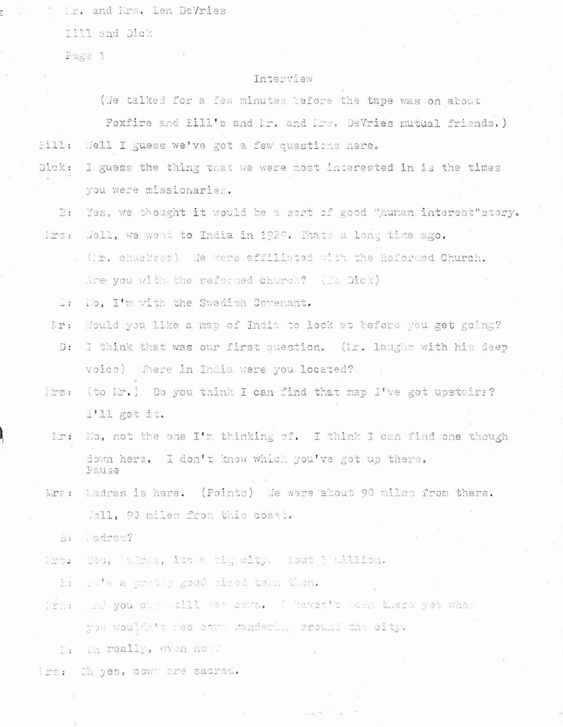Mr. and Mrs. Len DeVries

Bill and Dick

Page 1

Interview

(We talked for a few minutes before the tape was on about Foxfire and Bill's and Mr. and Mrs. DeVries mutual friends.)

Bill: Well I guess we've got a few questions here.

Dick: I guess the thing that we were most interested in is the times you were missionaries.

B: Yes, we thought it would be a sort of good "human interest"story.

Mrs: Well, we went to India in 1929. Thats a long time ago. (Mr. chuckles) We were affiliated with the Reformed Church. Are you with the reformed church? (To Dick)

D: No, I'm with the Swedish Covenant.

Mr: Would you like a map of India to look at before you get going?

D: I think that was our first question. (Mr. laughs with his deep voice) Where in India were you located?

Mrs: (to Mr.) Do you think I can find that map I've got upstairs? I'll get it.

Mr: No, not the one I'm thinking of. I think I can find one though down here. I don't know which you've got up there.
Pause

Mrs: Madras is here. (Points) We were about 90 miles from there. Well, 90 miles from this coast.

B: Madras?

Mrs: Yes, Madras, its a big city. bout 3 million.

D: It's a pretty good sized town then.

Mrs: And you can still see cows. I haven't been there yet when you wouldn't see cows wandering around the city.

D: Oh really, even now?

Mrs: Oh yes, cows are sacred.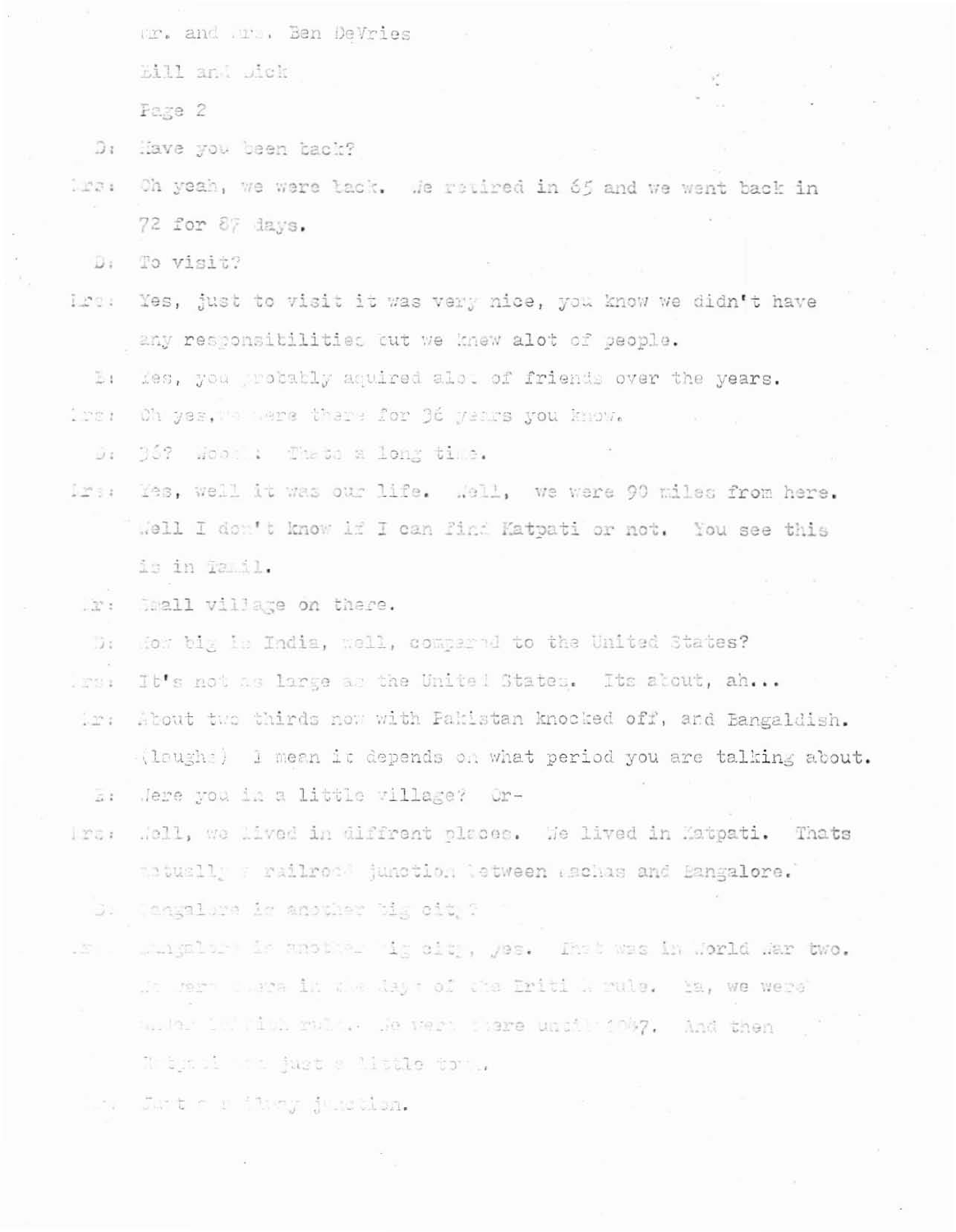D: Have you been back?

Mrs: Oh yeah, we were back. We retired in 65 and we went back in 72 for 87 days.

D: To visit?

Mrs: Yes, just to visit it was very nice, you know we didn't have any responsibilities but we knew alot of people.

D: Yes, you probably aquired alot of friends over the years.

Mrs: Oh yes, we were there for 36 years you know.

D: 36? Wooo! Thats a long time.

Mrs: Yes, well it was our life. Well, we were 90 miles from here. Well I don't know if I can find Katpati or not. You see this is in Tamil.

Mr: Small village on there.

D: How big is India, well, compared to the United States?

Mrs: It's not as large as the United States. Its about, ah...

Mr: About two thirds now with Pakistan knocked off, and Bangaldish. (laughs) I mean it depends on what period you are talking about.

D: Were you in a little village? Or-

Mrs: Well, we lived in diffrent places. We lived in Katpati. Thats actually a railroad junction between Madras and Bangalore.

D: Bangalore is another big city?

Mrs: Bangalore is another big city, yes. That was in World War two. We were there in the days of the British rule. Ya, we were under British rule. We were there until 1947. And then Katpati was just a little town.

Mr: Just a railway junction.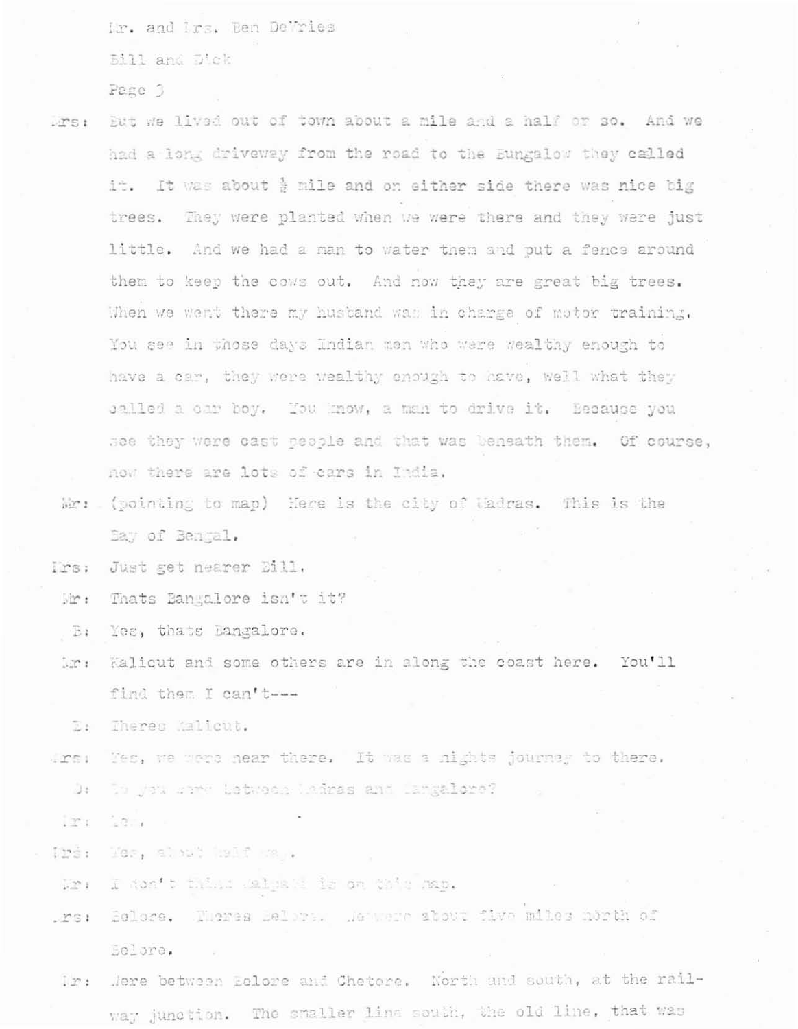Mr. and Mrs. Ben DeVries

Bill and Dick

Page 3

Mrs: But we lived out of town about a mile and a half or so. And we had a long driveway from the road to the Bungalow they called it. It was about ½ mile and on either side there was nice big trees. They were planted when we were there and they were just little. And we had a man to water them and put a fence around them to keep the cows out. And now they are great big trees. When we went there my husband was in charge of motor training. You see in those days Indian men who were wealthy enough to have a car, they were wealthy enough to have, well what they called a car boy. You know, a man to drive it. Because you see they were cast people and that was beneath them. Of course, now there are lots of cars in India.

Mr: (pointing to map) Here is the city of Madras. This is the Bay of Bengal.

Mrs: Just get nearer Bill.

Mr: Thats Bangalore isn't it?

B: Yes, thats Bangalore.

Mr: Kalicut and some others are in along the coast here. You'll find them I can't---

D: Theres Kalicut.

Mrs: Yes, we were near there. It was a nights journey to there.

D: So you were between Madras and Bangalore?

Mr: Yes.

Mrs: Yes, about half way.

Mr: I don't think Katpadi is on this map.

Mrs: Belore. Theres Belore. We were about five miles north of Belore.

Mr: Were between Belore and Chetore. North and south, at the railway junction. The smaller line south, the old line, that was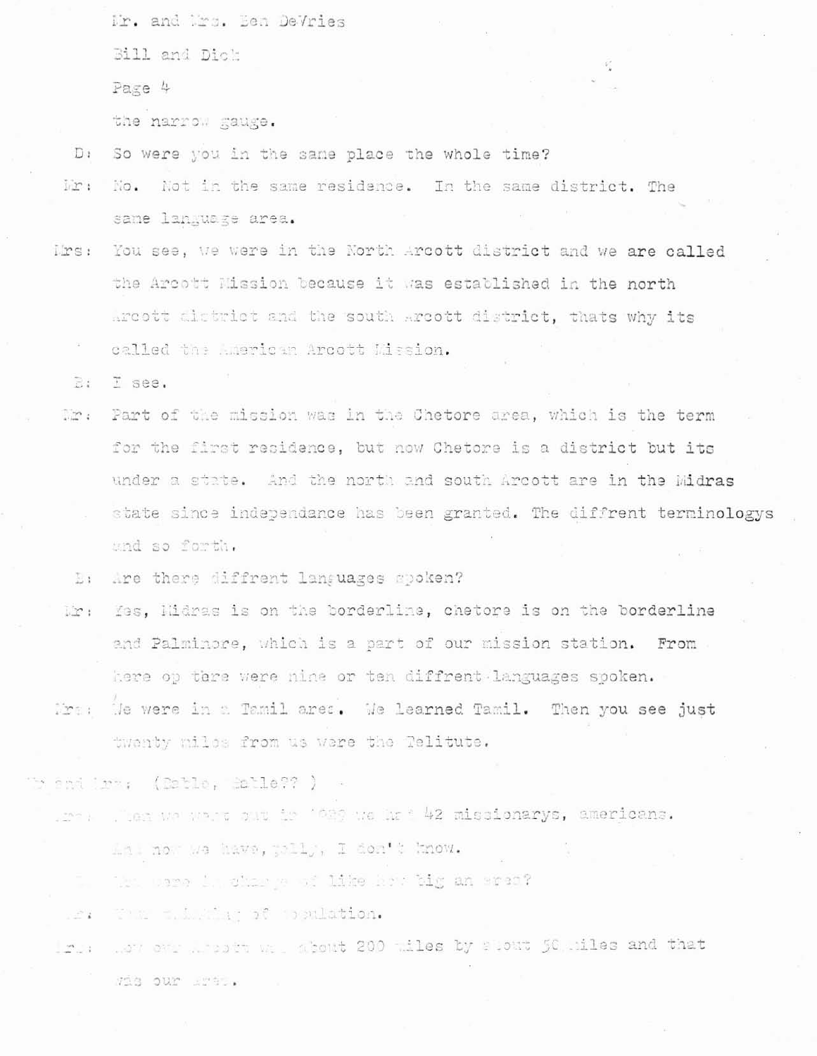the narrow gauge.

D: So were you in the same place the whole time?

Mr: No. Not in the same residence. In the same district. The same language area.

Mrs: You see, we were in the North Arcott district and we are called the Arcott Mission because it was established in the north Arcott district and the south Arcott district, thats why its called the American Arcott Mission.

B: I see.

Mr: Part of the mission was in the Chetore area, which is the term for the first residence, but now Chetore is a district but its under a state. And the north and south Arcott are in the Midras state since independance has been granted. The diffrent terminologys and so forth.

B: Are there diffrent languages spoken?

Mr: Yes, Midras is on the borderline, chetore is on the borderline and Palminore, which is a part of our mission station. From here op tere were nine or ten diffrent languages spoken.

Mrs: We were in a Tamil area. We learned Tamil. Then you see just twenty miles from us were the Telitute.

Mr and Mrs: (Batle, Batle?? )

Mrs: When we went out in 1929 we had 42 missionarys, americans. And now we have, golly, I don't know.

D: You were in charge of like how big an area?

Mr: Four million of population.

Mrs: Now our Arcott was about 200 miles by about 50 miles and that was our area.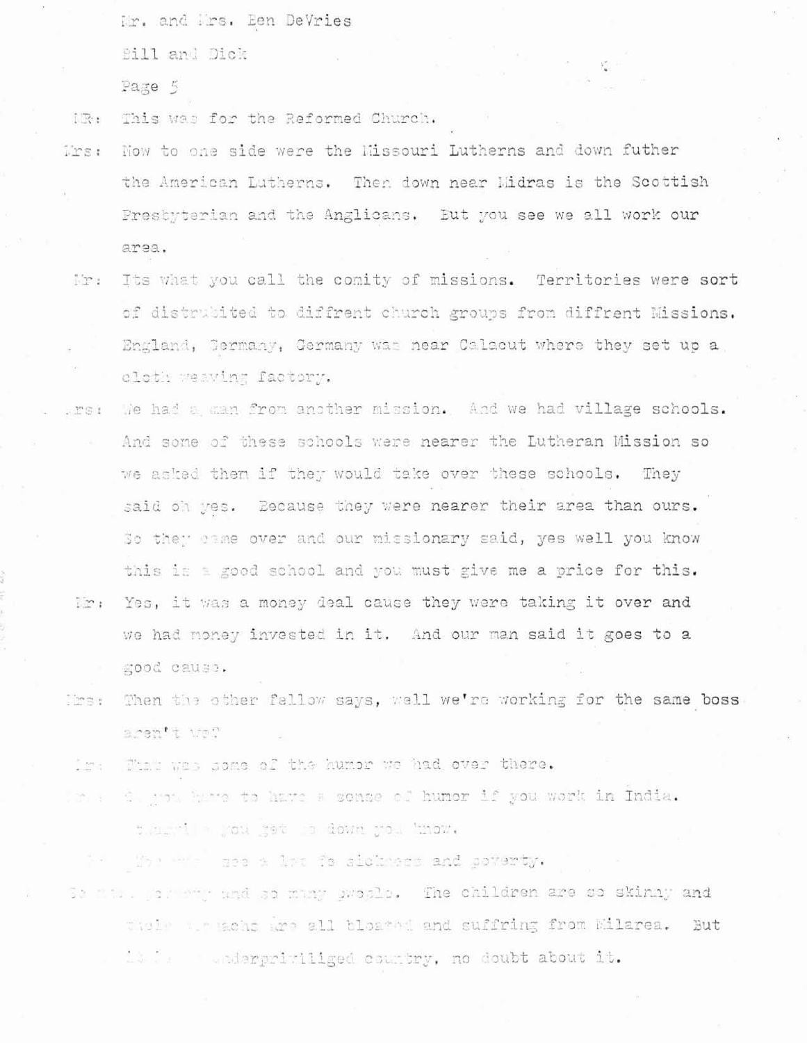Mr. and Mrs. Ben DeVries

Bill and Dick

Page 5

MR: This was for the Reformed Church.

Mrs: Now to one side were the Missouri Lutherns and down futher the American Lutherns. Then down near Midras is the Scottish Presbyterian and the Anglicans. But you see we all work our area.

Mr: Its what you call the comity of missions. Territories were sort of distrubited to diffrent church groups from diffrent Missions. England, Germany, Germany was near Calacut where they set up a cloth weaving factory.

Mrs: We had a man from another mission. And we had village schools. And some of these schools were nearer the Lutheran Mission so we asked them if they would take over these schools. They said oh yes. Because they were nearer their area than ours. So they came over and our missionary said, yes well you know this is a good school and you must give me a price for this.

Mr: Yes, it was a money deal cause they were taking it over and we had money invested in it. And our man said it goes to a good cause.

Mrs: Then the other fellow says, well we're working for the same boss aren't we?

Mr: That was some of the humor we had over there.

Mrs: So you have to have a sense of humor if you work in India. Otherwise you get so down you know.

Mr: You see a lot fo sickness and poverty.

So much poverty and so many people. The children are so skinny and their stomachs are all bloated and suffring from Milarea. But it is an underpriviliged country, no doubt about it.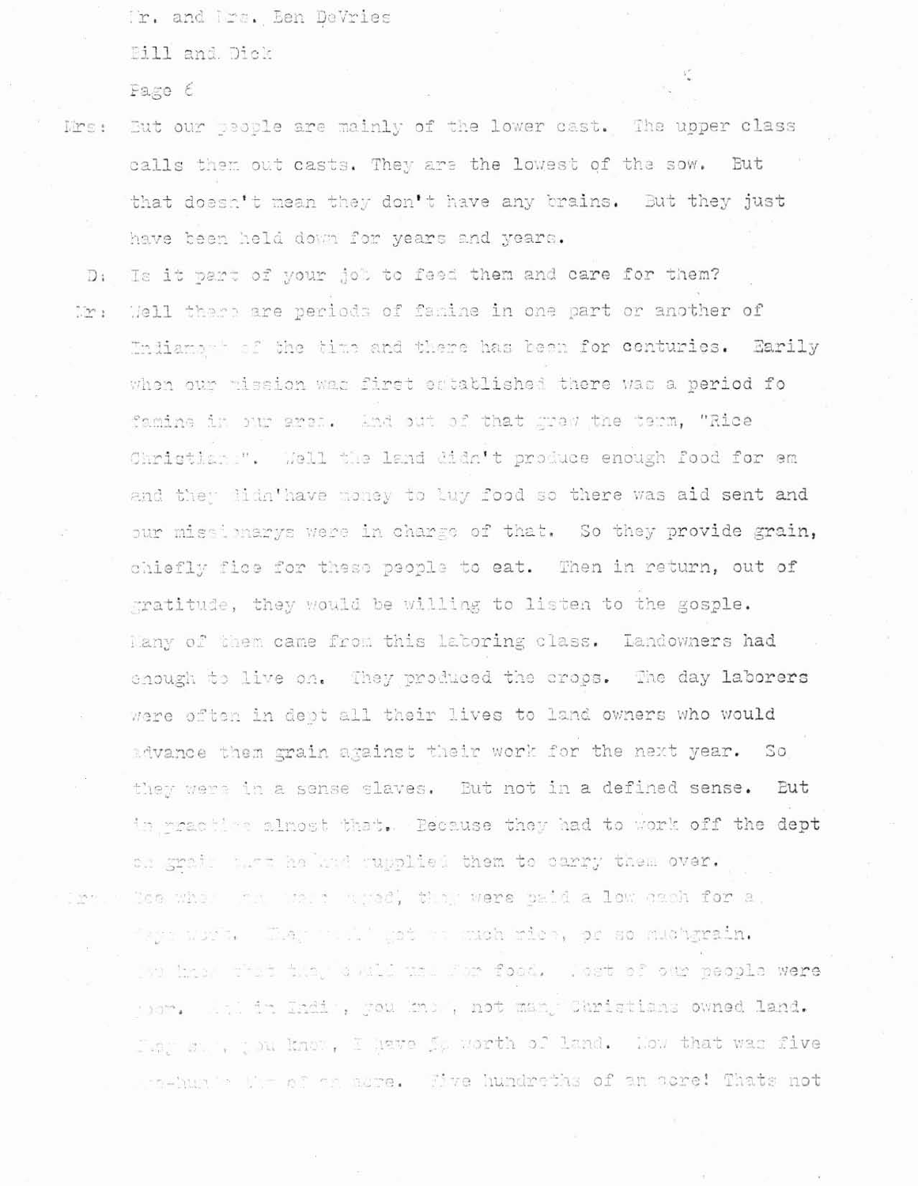Mr. and Mrs. Ben DeVries

Bill and Dick

Page 6

Mrs: But our people are mainly of the lower cast. The upper class calls them out casts. They are the lowest of the sow. But that doesn't mean they don't have any brains. But they just have been held down for years and years.

D: Is it part of your job to feed them and care for them?

Mr: Well there are periods of famine in one part or another of India most of the time and there has been for centuries. Earily when our mission was first established there was a period fo famine in our area. And out of that grew the term, "Rice Christians". Well the land didn't produce enough food for em and they didn'have money to buy food so there was aid sent and our missionarys were in charge of that. So they provide grain, chiefly rice for these people to eat. Then in return, out of gratitude, they would be willing to listen to the gosple. Many of them came from this laboring class. Landowners had enough to live on. They produced the crops. The day laborers were often in dept all their lives to land owners who would advance them grain against their work for the next year. So they were in a sense slaves. But not in a defined sense. But in practice almost that. Because they had to work off the dept on grain that he had supplied them to carry them over.

Mrs: Ice when they were payed, they were paid a low cash for a days work. They would get so much rice, or so muchgrain. You know that they could use for food. Most of our people were poor. And in India, you know, not many Christians owned land. They say, you know, I have 5¢ worth of land. Now that was five one-hundreths of an acre. Five hundreths of an acre! Thats not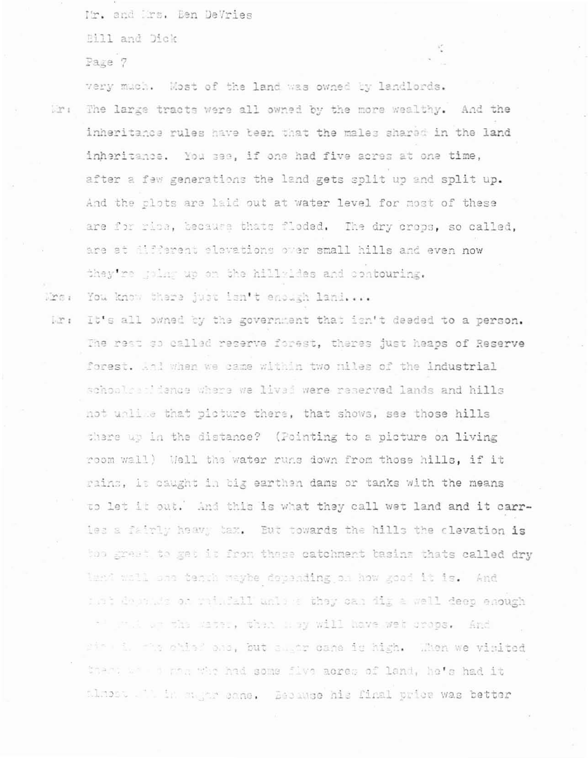very much. Most of the land was owned by landlords.

Mr: The large tracts were all owned by the more wealthy. And the inheritance rules have been that the males shared in the land inheritance. You see, if one had five acres at one time, after a few generations the land gets split up and split up. And the plots are laid out at water level for most of these are for rice, because thats floded. The dry crops, so called, are at different elevations over small hills and even now they're going up on the hillsides and contouring.

Mrs: You know there just isn't enough land....

Mr: It's all owned by the government that isn't deeded to a person. The rest so called reserve forest, theres just heaps of Reserve forest. And when we came within two miles of the industrial school residence where we lived were reserved lands and hills not unlike that picture there, that shows, see those hills there up in the distance? (Pointing to a picture on living room wall) Well the water runs down from those hills, if it rains, is caught in big earthen dams or tanks with the means to let it out. And this is what they call wet land and it carries a fairly heavy tax. But towards the hills the elevation is too great to get it from these catchment basins thats called dry land well one tenth maybe depending on how good it is. And that depends on rainfall unless they can dig a well deep enough to get up the water, then they will have wet crops. And rice is the chief one, but sugar cane is high. When we visited there was a man who had some five acres of land, he's had it almost all in sugar cane. Because his final price was better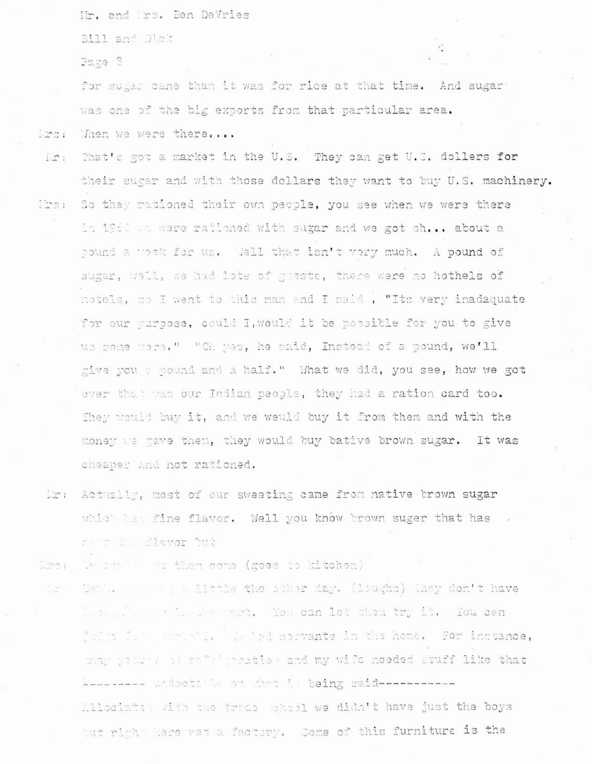for sugar cane than it was for rice at that time. And sugar was one of the big exports from that particular area.

Mrs: When we were there....

Mr: That's got a market in the U.S. They can get U.S. dollers for their sugar and with those dollars they want to buy U.S. machinery.

Mrs: So they rationed their own people, you see when we were there in 19__ we were rationed with sugar and we got oh... about a pound a week for us. Well that isn't very much. A pound of sugar, well, we had lots of guests, there were no hothels of motels, so I went to this man and I said , "Its very inadaquate for our purpose, could I,would it be possible for you to give us some more." "Oh yes, he said, Instead of a pound, we'll give you a pound and a half." What we did, you see, how we got over that was our Indian people, they had a ration card too. They would buy it, and we would buy it from them and with the money we gave them, they would buy bative brown sugar. It was cheaper and not rationed.

Mr: Actually, most of our sweeting came from native brown sugar which has fine flavor. Well you know brown suger that has ra__ __ flavor but

Mrs: __ __ __ them some (goes to kitchen)

Mr: __ __ __ a little the other day. (laughs) They don't have __ __ __ the __. You can let them try it. You can __ __ __. We had servants in the home. For instance, __ __ __ __ and my wife needed stuff like that

--------- undectible on what is being said-----------

Allocated with the trade school we didn't have just the boys but right here was a factory. Some of this furniture is the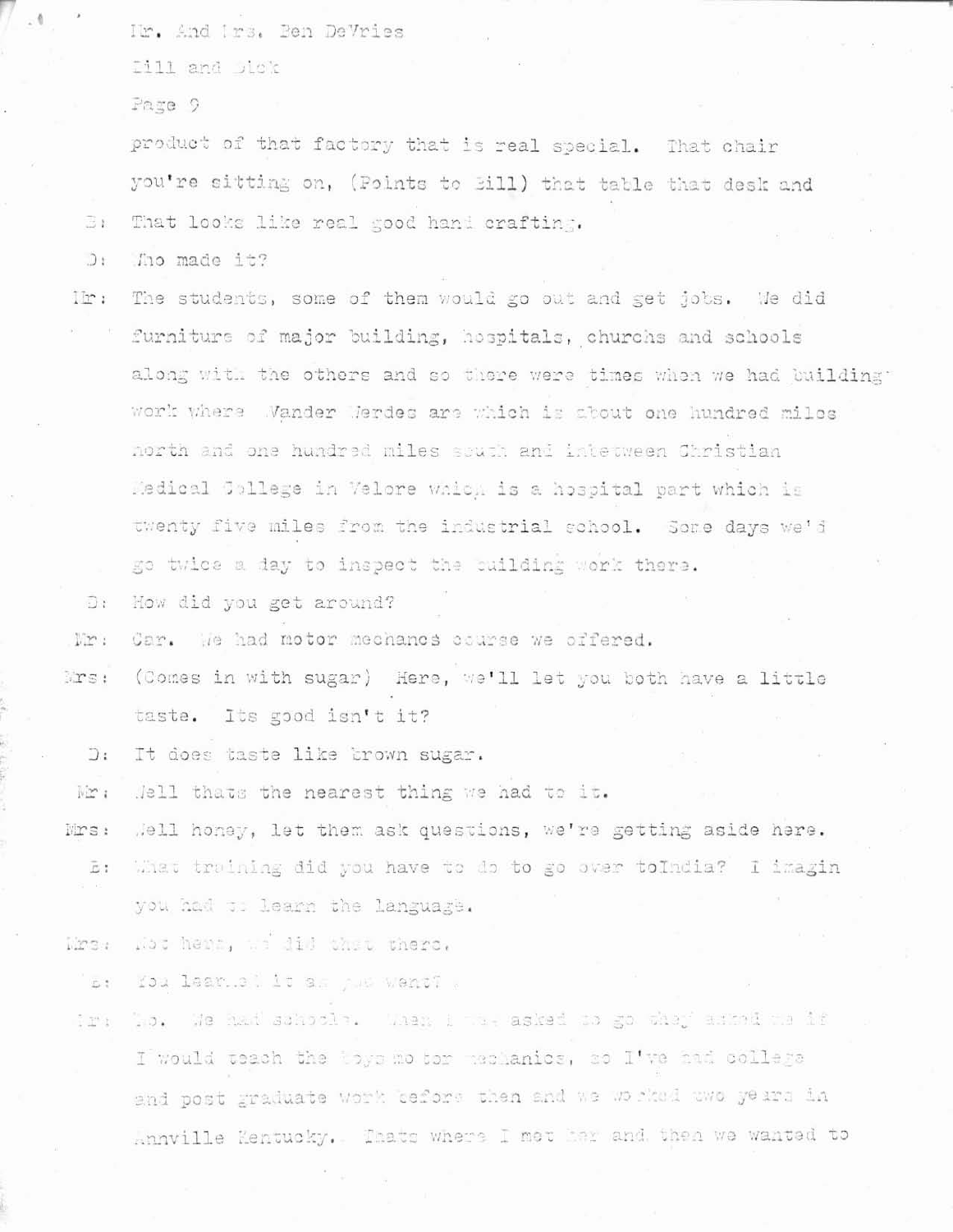product of that factory that is real special. That chair you're sitting on, (Points to Bill) that table that desk and

B: That looks like real good hand crafting.

D: Who made it?

Mr: The students, some of them would go out and get jobs. We did furniture of major building, hospitals, churchs and schools along with the others and so there were times when we had building work where Vander Werdes are which is about one hundred miles north and one hundred miles south and inbetween Christian Medical College in Velore which is a hospital part which is twenty five miles from the industrial school. Some days we'd go twice a day to inspect the building work there.

D: How did you get around?

Mr: Car. We had motor mechancs course we offered.

Mrs: (Comes in with sugar) Here, we'll let you both have a little taste. Its good isn't it?

D: It does taste like brown sugar.

Mr: Well thats the nearest thing we had to it.

Mrs: Well honey, let them ask questions, we're getting aside here.

B: What training did you have to do to go over toIndia? I imagin you had to learn the language.

Mrs: Not here, we did that there.

B: You learned it as you went?

Mr: No. We had schools. When I was asked to go they asked me if I would teach the boys motor mechanics, so I've had college and post graduate work before then and we worked two years in Annville Kentucky. Thats where I met her and then we wanted to